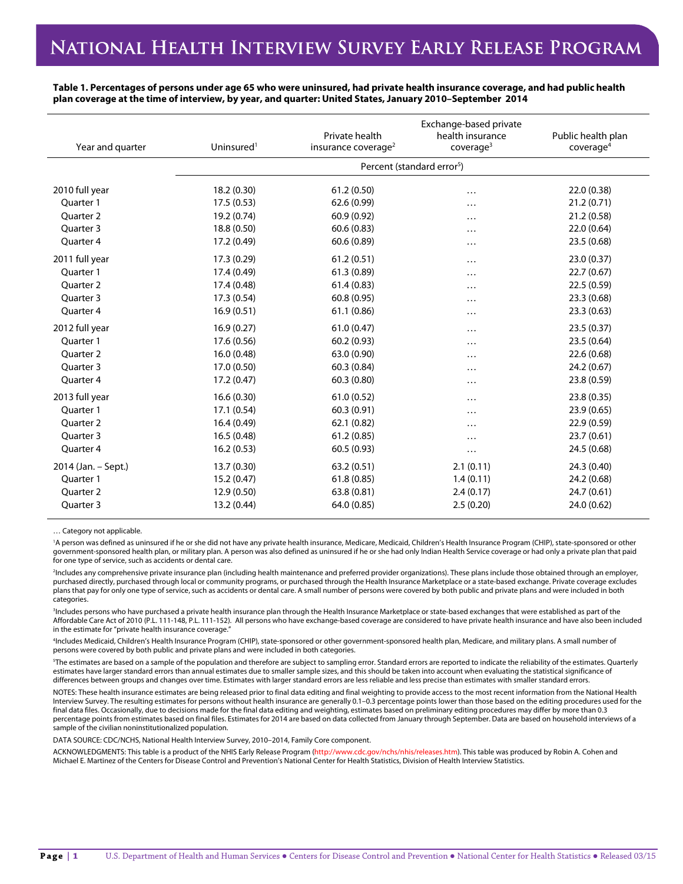# National Health Interview Survey Early Release Program

**Table 1. Percentages of persons under age 65 who were uninsured, had private health insurance coverage, and had public health plan coverage at the time of interview, by year, and quarter: United States, January 2010–September 2014**

| Year and quarter | Uninsured[1] | Private health insurance coverage[2] | Exchange-based private health insurance coverage[3] | Public health plan coverage[4] |
|---|---|---|---|---|
| | Percent (standard error[5]) | | | |
| 2010 full year | 18.2 (0.30) | 61.2 (0.50) | … | 22.0 (0.38) |
| Quarter 1 | 17.5 (0.53) | 62.6 (0.99) | … | 21.2 (0.71) |
| Quarter 2 | 19.2 (0.74) | 60.9 (0.92) | … | 21.2 (0.58) |
| Quarter 3 | 18.8 (0.50) | 60.6 (0.83) | … | 22.0 (0.64) |
| Quarter 4 | 17.2 (0.49) | 60.6 (0.89) | … | 23.5 (0.68) |
| 2011 full year | 17.3 (0.29) | 61.2 (0.51) | … | 23.0 (0.37) |
| Quarter 1 | 17.4 (0.49) | 61.3 (0.89) | … | 22.7 (0.67) |
| Quarter 2 | 17.4 (0.48) | 61.4 (0.83) | … | 22.5 (0.59) |
| Quarter 3 | 17.3 (0.54) | 60.8 (0.95) | … | 23.3 (0.68) |
| Quarter 4 | 16.9 (0.51) | 61.1 (0.86) | … | 23.3 (0.63) |
| 2012 full year | 16.9 (0.27) | 61.0 (0.47) | … | 23.5 (0.37) |
| Quarter 1 | 17.6 (0.56) | 60.2 (0.93) | … | 23.5 (0.64) |
| Quarter 2 | 16.0 (0.48) | 63.0 (0.90) | … | 22.6 (0.68) |
| Quarter 3 | 17.0 (0.50) | 60.3 (0.84) | … | 24.2 (0.67) |
| Quarter 4 | 17.2 (0.47) | 60.3 (0.80) | … | 23.8 (0.59) |
| 2013 full year | 16.6 (0.30) | 61.0 (0.52) | … | 23.8 (0.35) |
| Quarter 1 | 17.1 (0.54) | 60.3 (0.91) | … | 23.9 (0.65) |
| Quarter 2 | 16.4 (0.49) | 62.1 (0.82) | … | 22.9 (0.59) |
| Quarter 3 | 16.5 (0.48) | 61.2 (0.85) | … | 23.7 (0.61) |
| Quarter 4 | 16.2 (0.53) | 60.5 (0.93) | … | 24.5 (0.68) |
| 2014 (Jan. – Sept.) | 13.7 (0.30) | 63.2 (0.51) | 2.1 (0.11) | 24.3 (0.40) |
| Quarter 1 | 15.2 (0.47) | 61.8 (0.85) | 1.4 (0.11) | 24.2 (0.68) |
| Quarter 2 | 12.9 (0.50) | 63.8 (0.81) | 2.4 (0.17) | 24.7 (0.61) |
| Quarter 3 | 13.2 (0.44) | 64.0 (0.85) | 2.5 (0.20) | 24.0 (0.62) |

… Category not applicable.

[1]A person was defined as uninsured if he or she did not have any private health insurance, Medicare, Medicaid, Children's Health Insurance Program (CHIP), state-sponsored or other government-sponsored health plan, or military plan. A person was also defined as uninsured if he or she had only Indian Health Service coverage or had only a private plan that paid for one type of service, such as accidents or dental care.

[2]Includes any comprehensive private insurance plan (including health maintenance and preferred provider organizations). These plans include those obtained through an employer, purchased directly, purchased through local or community programs, or purchased through the Health Insurance Marketplace or a state-based exchange. Private coverage excludes plans that pay for only one type of service, such as accidents or dental care. A small number of persons were covered by both public and private plans and were included in both categories.

[3]Includes persons who have purchased a private health insurance plan through the Health Insurance Marketplace or state-based exchanges that were established as part of the Affordable Care Act of 2010 (P.L. 111-148, P.L. 111-152). All persons who have exchange-based coverage are considered to have private health insurance and have also been included in the estimate for "private health insurance coverage."

[4]Includes Medicaid, Children's Health Insurance Program (CHIP), state-sponsored or other government-sponsored health plan, Medicare, and military plans. A small number of persons were covered by both public and private plans and were included in both categories.

[5]The estimates are based on a sample of the population and therefore are subject to sampling error. Standard errors are reported to indicate the reliability of the estimates. Quarterly estimates have larger standard errors than annual estimates due to smaller sample sizes, and this should be taken into account when evaluating the statistical significance of differences between groups and changes over time. Estimates with larger standard errors are less reliable and less precise than estimates with smaller standard errors.

NOTES: These health insurance estimates are being released prior to final data editing and final weighting to provide access to the most recent information from the National Health Interview Survey. The resulting estimates for persons without health insurance are generally 0.1–0.3 percentage points lower than those based on the editing procedures used for the final data files. Occasionally, due to decisions made for the final data editing and weighting, estimates based on preliminary editing procedures may differ by more than 0.3 percentage points from estimates based on final files. Estimates for 2014 are based on data collected from January through September. Data are based on household interviews of a sample of the civilian noninstitutionalized population.

DATA SOURCE: CDC/NCHS, National Health Interview Survey, 2010–2014, Family Core component.

ACKNOWLEDGMENTS: This table is a product of the NHIS Early Release Program (http://www.cdc.gov/nchs/nhis/releases.htm). This table was produced by Robin A. Cohen and Michael E. Martinez of the Centers for Disease Control and Prevention's National Center for Health Statistics, Division of Health Interview Statistics.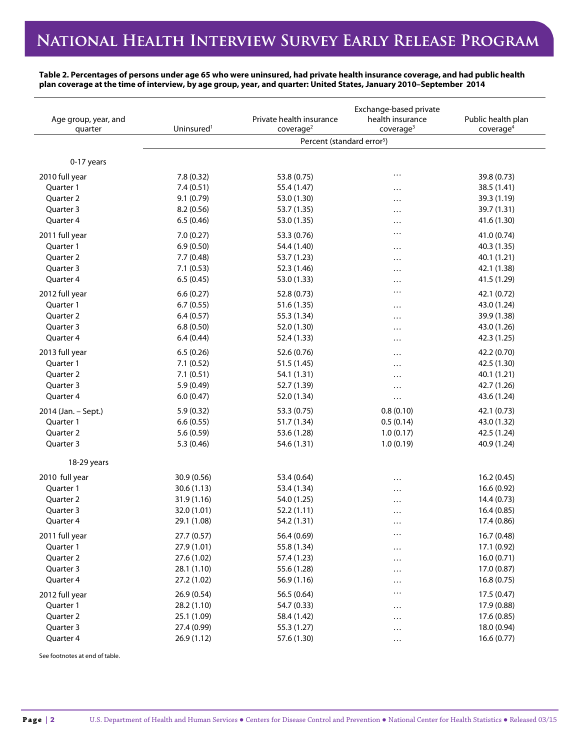**Table 2. Percentages of persons under age 65 who were uninsured, had private health insurance coverage, and had public health plan coverage at the time of interview, by age group, year, and quarter: United States, January 2010–September 2014**

| Age group, year, and quarter | Uninsured[1] | Private health insurance coverage[2] | Exchange-based private health insurance coverage[3] | Public health plan coverage[4] |
|---|---|---|---|---|
| | Percent (standard error[5]) | | | |
| **0-17 years** | | | | |
| 2010 full year | 7.8 (0.32) | 53.8 (0.75) | … | 39.8 (0.73) |
| Quarter 1 | 7.4 (0.51) | 55.4 (1.47) | … | 38.5 (1.41) |
| Quarter 2 | 9.1 (0.79) | 53.0 (1.30) | … | 39.3 (1.19) |
| Quarter 3 | 8.2 (0.56) | 53.7 (1.35) | … | 39.7 (1.31) |
| Quarter 4 | 6.5 (0.46) | 53.0 (1.35) | … | 41.6 (1.30) |
| 2011 full year | 7.0 (0.27) | 53.3 (0.76) | … | 41.0 (0.74) |
| Quarter 1 | 6.9 (0.50) | 54.4 (1.40) | … | 40.3 (1.35) |
| Quarter 2 | 7.7 (0.48) | 53.7 (1.23) | … | 40.1 (1.21) |
| Quarter 3 | 7.1 (0.53) | 52.3 (1.46) | … | 42.1 (1.38) |
| Quarter 4 | 6.5 (0.45) | 53.0 (1.33) | … | 41.5 (1.29) |
| 2012 full year | 6.6 (0.27) | 52.8 (0.73) | … | 42.1 (0.72) |
| Quarter 1 | 6.7 (0.55) | 51.6 (1.35) | … | 43.0 (1.24) |
| Quarter 2 | 6.4 (0.57) | 55.3 (1.34) | … | 39.9 (1.38) |
| Quarter 3 | 6.8 (0.50) | 52.0 (1.30) | … | 43.0 (1.26) |
| Quarter 4 | 6.4 (0.44) | 52.4 (1.33) | … | 42.3 (1.25) |
| 2013 full year | 6.5 (0.26) | 52.6 (0.76) | … | 42.2 (0.70) |
| Quarter 1 | 7.1 (0.52) | 51.5 (1.45) | … | 42.5 (1.30) |
| Quarter 2 | 7.1 (0.51) | 54.1 (1.31) | … | 40.1 (1.21) |
| Quarter 3 | 5.9 (0.49) | 52.7 (1.39) | … | 42.7 (1.26) |
| Quarter 4 | 6.0 (0.47) | 52.0 (1.34) | … | 43.6 (1.24) |
| 2014 (Jan. – Sept.) | 5.9 (0.32) | 53.3 (0.75) | 0.8 (0.10) | 42.1 (0.73) |
| Quarter 1 | 6.6 (0.55) | 51.7 (1.34) | 0.5 (0.14) | 43.0 (1.32) |
| Quarter 2 | 5.6 (0.59) | 53.6 (1.28) | 1.0 (0.17) | 42.5 (1.24) |
| Quarter 3 | 5.3 (0.46) | 54.6 (1.31) | 1.0 (0.19) | 40.9 (1.24) |
| **18-29 years** | | | | |
| 2010 full year | 30.9 (0.56) | 53.4 (0.64) | … | 16.2 (0.45) |
| Quarter 1 | 30.6 (1.13) | 53.4 (1.34) | … | 16.6 (0.92) |
| Quarter 2 | 31.9 (1.16) | 54.0 (1.25) | … | 14.4 (0.73) |
| Quarter 3 | 32.0 (1.01) | 52.2 (1.11) | … | 16.4 (0.85) |
| Quarter 4 | 29.1 (1.08) | 54.2 (1.31) | … | 17.4 (0.86) |
| 2011 full year | 27.7 (0.57) | 56.4 (0.69) | … | 16.7 (0.48) |
| Quarter 1 | 27.9 (1.01) | 55.8 (1.34) | … | 17.1 (0.92) |
| Quarter 2 | 27.6 (1.02) | 57.4 (1.23) | … | 16.0 (0.71) |
| Quarter 3 | 28.1 (1.10) | 55.6 (1.28) | … | 17.0 (0.87) |
| Quarter 4 | 27.2 (1.02) | 56.9 (1.16) | … | 16.8 (0.75) |
| 2012 full year | 26.9 (0.54) | 56.5 (0.64) | … | 17.5 (0.47) |
| Quarter 1 | 28.2 (1.10) | 54.7 (0.33) | … | 17.9 (0.88) |
| Quarter 2 | 25.1 (1.09) | 58.4 (1.42) | … | 17.6 (0.85) |
| Quarter 3 | 27.4 (0.99) | 55.3 (1.27) | … | 18.0 (0.94) |
| Quarter 4 | 26.9 (1.12) | 57.6 (1.30) | … | 16.6 (0.77) |

See footnotes at end of table.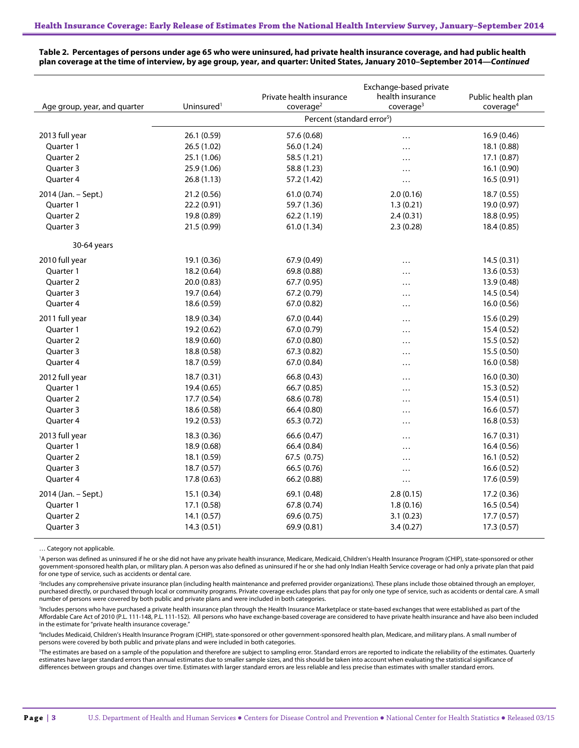**Table 2. Percentages of persons under age 65 who were uninsured, had private health insurance coverage, and had public health plan coverage at the time of interview, by age group, year, and quarter: United States, January 2010–September 2014—*Continued***

| Age group, year, and quarter | Uninsured[1] | Private health insurance coverage[2] | Exchange-based private health insurance coverage[3] | Public health plan coverage[4] |
|---|---|---|---|---|
| | Percent (standard error[5]) | | | |
| 2013 full year | 26.1 (0.59) | 57.6 (0.68) | … | 16.9 (0.46) |
| Quarter 1 | 26.5 (1.02) | 56.0 (1.24) | … | 18.1 (0.88) |
| Quarter 2 | 25.1 (1.06) | 58.5 (1.21) | … | 17.1 (0.87) |
| Quarter 3 | 25.9 (1.06) | 58.8 (1.23) | … | 16.1 (0.90) |
| Quarter 4 | 26.8 (1.13) | 57.2 (1.42) | … | 16.5 (0.91) |
| 2014 (Jan. – Sept.) | 21.2 (0.56) | 61.0 (0.74) | 2.0 (0.16) | 18.7 (0.55) |
| Quarter 1 | 22.2 (0.91) | 59.7 (1.36) | 1.3 (0.21) | 19.0 (0.97) |
| Quarter 2 | 19.8 (0.89) | 62.2 (1.19) | 2.4 (0.31) | 18.8 (0.95) |
| Quarter 3 | 21.5 (0.99) | 61.0 (1.34) | 2.3 (0.28) | 18.4 (0.85) |
| 30-64 years | | | | |
| 2010 full year | 19.1 (0.36) | 67.9 (0.49) | … | 14.5 (0.31) |
| Quarter 1 | 18.2 (0.64) | 69.8 (0.88) | … | 13.6 (0.53) |
| Quarter 2 | 20.0 (0.83) | 67.7 (0.95) | … | 13.9 (0.48) |
| Quarter 3 | 19.7 (0.64) | 67.2 (0.79) | … | 14.5 (0.54) |
| Quarter 4 | 18.6 (0.59) | 67.0 (0.82) | … | 16.0 (0.56) |
| 2011 full year | 18.9 (0.34) | 67.0 (0.44) | … | 15.6 (0.29) |
| Quarter 1 | 19.2 (0.62) | 67.0 (0.79) | … | 15.4 (0.52) |
| Quarter 2 | 18.9 (0.60) | 67.0 (0.80) | … | 15.5 (0.52) |
| Quarter 3 | 18.8 (0.58) | 67.3 (0.82) | … | 15.5 (0.50) |
| Quarter 4 | 18.7 (0.59) | 67.0 (0.84) | … | 16.0 (0.58) |
| 2012 full year | 18.7 (0.31) | 66.8 (0.43) | … | 16.0 (0.30) |
| Quarter 1 | 19.4 (0.65) | 66.7 (0.85) | … | 15.3 (0.52) |
| Quarter 2 | 17.7 (0.54) | 68.6 (0.78) | … | 15.4 (0.51) |
| Quarter 3 | 18.6 (0.58) | 66.4 (0.80) | … | 16.6 (0.57) |
| Quarter 4 | 19.2 (0.53) | 65.3 (0.72) | … | 16.8 (0.53) |
| 2013 full year | 18.3 (0.36) | 66.6 (0.47) | … | 16.7 (0.31) |
| Quarter 1 | 18.9 (0.68) | 66.4 (0.84) | … | 16.4 (0.56) |
| Quarter 2 | 18.1 (0.59) | 67.5 (0.75) | … | 16.1 (0.52) |
| Quarter 3 | 18.7 (0.57) | 66.5 (0.76) | … | 16.6 (0.52) |
| Quarter 4 | 17.8 (0.63) | 66.2 (0.88) | … | 17.6 (0.59) |
| 2014 (Jan. – Sept.) | 15.1 (0.34) | 69.1 (0.48) | 2.8 (0.15) | 17.2 (0.36) |
| Quarter 1 | 17.1 (0.58) | 67.8 (0.74) | 1.8 (0.16) | 16.5 (0.54) |
| Quarter 2 | 14.1 (0.57) | 69.6 (0.75) | 3.1 (0.23) | 17.7 (0.57) |
| Quarter 3 | 14.3 (0.51) | 69.9 (0.81) | 3.4 (0.27) | 17.3 (0.57) |

… Category not applicable.

[1]A person was defined as uninsured if he or she did not have any private health insurance, Medicare, Medicaid, Children's Health Insurance Program (CHIP), state-sponsored or other government-sponsored health plan, or military plan. A person was also defined as uninsured if he or she had only Indian Health Service coverage or had only a private plan that paid for one type of service, such as accidents or dental care.

[2]Includes any comprehensive private insurance plan (including health maintenance and preferred provider organizations). These plans include those obtained through an employer, purchased directly, or purchased through local or community programs. Private coverage excludes plans that pay for only one type of service, such as accidents or dental care. A small number of persons were covered by both public and private plans and were included in both categories.

[3]Includes persons who have purchased a private health insurance plan through the Health Insurance Marketplace or state-based exchanges that were established as part of the Affordable Care Act of 2010 (P.L. 111-148, P.L. 111-152). All persons who have exchange-based coverage are considered to have private health insurance and have also been included in the estimate for "private health insurance coverage."

[4]Includes Medicaid, Children's Health Insurance Program (CHIP), state-sponsored or other government-sponsored health plan, Medicare, and military plans. A small number of persons were covered by both public and private plans and were included in both categories.

[5]The estimates are based on a sample of the population and therefore are subject to sampling error. Standard errors are reported to indicate the reliability of the estimates. Quarterly estimates have larger standard errors than annual estimates due to smaller sample sizes, and this should be taken into account when evaluating the statistical significance of differences between groups and changes over time. Estimates with larger standard errors are less reliable and less precise than estimates with smaller standard errors.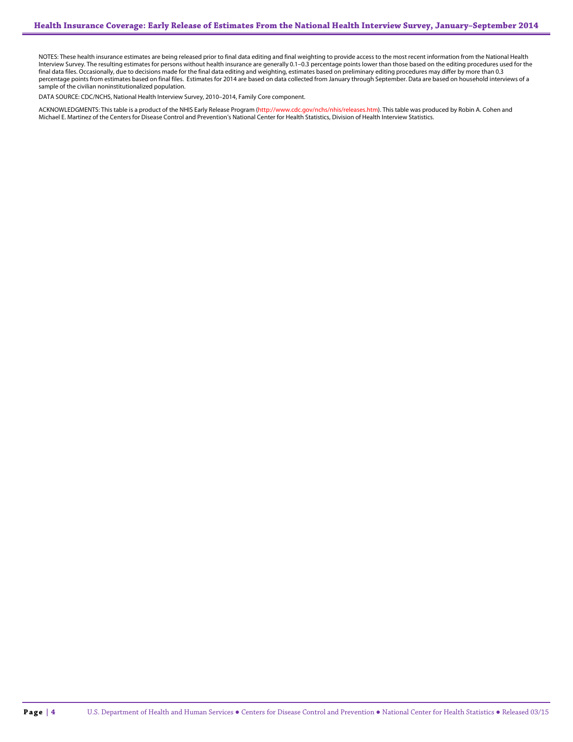NOTES: These health insurance estimates are being released prior to final data editing and final weighting to provide access to the most recent information from the National Health Interview Survey. The resulting estimates for persons without health insurance are generally 0.1–0.3 percentage points lower than those based on the editing procedures used for the final data files. Occasionally, due to decisions made for the final data editing and weighting, estimates based on preliminary editing procedures may differ by more than 0.3 percentage points from estimates based on final files. Estimates for 2014 are based on data collected from January through September. Data are based on household interviews of a sample of the civilian noninstitutionalized population.

DATA SOURCE: CDC/NCHS, National Health Interview Survey, 2010–2014, Family Core component.

ACKNOWLEDGMENTS: This table is a product of the NHIS Early Release Program (http://www.cdc.gov/nchs/nhis/releases.htm). This table was produced by Robin A. Cohen and Michael E. Martinez of the Centers for Disease Control and Prevention's National Center for Health Statistics, Division of Health Interview Statistics.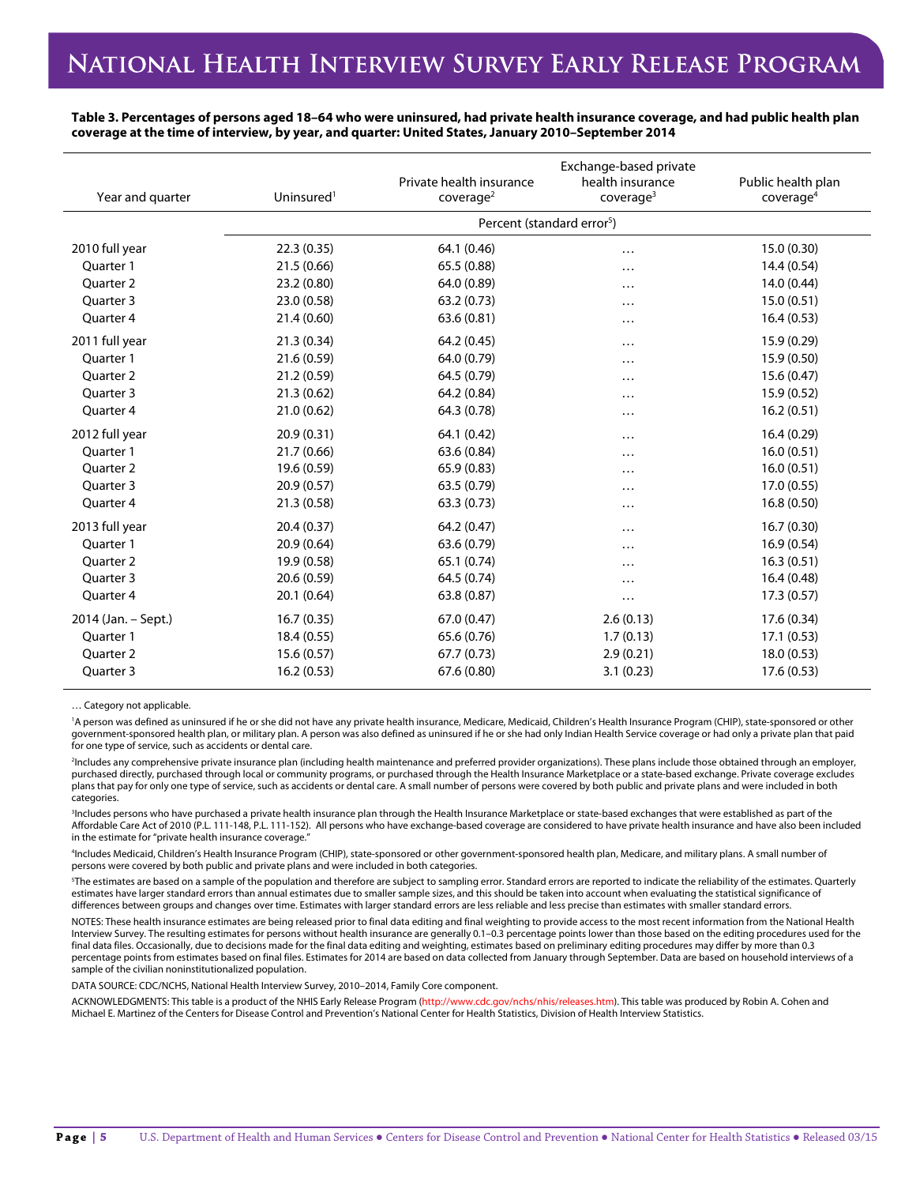**Table 3. Percentages of persons aged 18–64 who were uninsured, had private health insurance coverage, and had public health plan coverage at the time of interview, by year, and quarter: United States, January 2010–September 2014**

| Year and quarter | Uninsured[1] | Private health insurance coverage[2] | Exchange-based private health insurance coverage[3] | Public health plan coverage[4] |
|---|---|---|---|---|
| | Percent (standard error[5]) | | | |
| 2010 full year | 22.3 (0.35) | 64.1 (0.46) | … | 15.0 (0.30) |
| Quarter 1 | 21.5 (0.66) | 65.5 (0.88) | … | 14.4 (0.54) |
| Quarter 2 | 23.2 (0.80) | 64.0 (0.89) | … | 14.0 (0.44) |
| Quarter 3 | 23.0 (0.58) | 63.2 (0.73) | … | 15.0 (0.51) |
| Quarter 4 | 21.4 (0.60) | 63.6 (0.81) | … | 16.4 (0.53) |
| 2011 full year | 21.3 (0.34) | 64.2 (0.45) | … | 15.9 (0.29) |
| Quarter 1 | 21.6 (0.59) | 64.0 (0.79) | … | 15.9 (0.50) |
| Quarter 2 | 21.2 (0.59) | 64.5 (0.79) | … | 15.6 (0.47) |
| Quarter 3 | 21.3 (0.62) | 64.2 (0.84) | … | 15.9 (0.52) |
| Quarter 4 | 21.0 (0.62) | 64.3 (0.78) | … | 16.2 (0.51) |
| 2012 full year | 20.9 (0.31) | 64.1 (0.42) | … | 16.4 (0.29) |
| Quarter 1 | 21.7 (0.66) | 63.6 (0.84) | … | 16.0 (0.51) |
| Quarter 2 | 19.6 (0.59) | 65.9 (0.83) | … | 16.0 (0.51) |
| Quarter 3 | 20.9 (0.57) | 63.5 (0.79) | … | 17.0 (0.55) |
| Quarter 4 | 21.3 (0.58) | 63.3 (0.73) | … | 16.8 (0.50) |
| 2013 full year | 20.4 (0.37) | 64.2 (0.47) | … | 16.7 (0.30) |
| Quarter 1 | 20.9 (0.64) | 63.6 (0.79) | … | 16.9 (0.54) |
| Quarter 2 | 19.9 (0.58) | 65.1 (0.74) | … | 16.3 (0.51) |
| Quarter 3 | 20.6 (0.59) | 64.5 (0.74) | … | 16.4 (0.48) |
| Quarter 4 | 20.1 (0.64) | 63.8 (0.87) | … | 17.3 (0.57) |
| 2014 (Jan. – Sept.) | 16.7 (0.35) | 67.0 (0.47) | 2.6 (0.13) | 17.6 (0.34) |
| Quarter 1 | 18.4 (0.55) | 65.6 (0.76) | 1.7 (0.13) | 17.1 (0.53) |
| Quarter 2 | 15.6 (0.57) | 67.7 (0.73) | 2.9 (0.21) | 18.0 (0.53) |
| Quarter 3 | 16.2 (0.53) | 67.6 (0.80) | 3.1 (0.23) | 17.6 (0.53) |

… Category not applicable.

[1]A person was defined as uninsured if he or she did not have any private health insurance, Medicare, Medicaid, Children's Health Insurance Program (CHIP), state-sponsored or other government-sponsored health plan, or military plan. A person was also defined as uninsured if he or she had only Indian Health Service coverage or had only a private plan that paid for one type of service, such as accidents or dental care.

[2]Includes any comprehensive private insurance plan (including health maintenance and preferred provider organizations). These plans include those obtained through an employer, purchased directly, purchased through local or community programs, or purchased through the Health Insurance Marketplace or a state-based exchange. Private coverage excludes plans that pay for only one type of service, such as accidents or dental care. A small number of persons were covered by both public and private plans and were included in both categories.

[3]Includes persons who have purchased a private health insurance plan through the Health Insurance Marketplace or state-based exchanges that were established as part of the Affordable Care Act of 2010 (P.L. 111-148, P.L. 111-152). All persons who have exchange-based coverage are considered to have private health insurance and have also been included in the estimate for "private health insurance coverage."

[4]Includes Medicaid, Children's Health Insurance Program (CHIP), state-sponsored or other government-sponsored health plan, Medicare, and military plans. A small number of persons were covered by both public and private plans and were included in both categories.

[5]The estimates are based on a sample of the population and therefore are subject to sampling error. Standard errors are reported to indicate the reliability of the estimates. Quarterly estimates have larger standard errors than annual estimates due to smaller sample sizes, and this should be taken into account when evaluating the statistical significance of differences between groups and changes over time. Estimates with larger standard errors are less reliable and less precise than estimates with smaller standard errors.

NOTES: These health insurance estimates are being released prior to final data editing and final weighting to provide access to the most recent information from the National Health Interview Survey. The resulting estimates for persons without health insurance are generally 0.1–0.3 percentage points lower than those based on the editing procedures used for the final data files. Occasionally, due to decisions made for the final data editing and weighting, estimates based on preliminary editing procedures may differ by more than 0.3 percentage points from estimates based on final files. Estimates for 2014 are based on data collected from January through September. Data are based on household interviews of a sample of the civilian noninstitutionalized population.

DATA SOURCE: CDC/NCHS, National Health Interview Survey, 2010–2014, Family Core component.

ACKNOWLEDGMENTS: This table is a product of the NHIS Early Release Program (http://www.cdc.gov/nchs/nhis/releases.htm). This table was produced by Robin A. Cohen and Michael E. Martinez of the Centers for Disease Control and Prevention's National Center for Health Statistics, Division of Health Interview Statistics.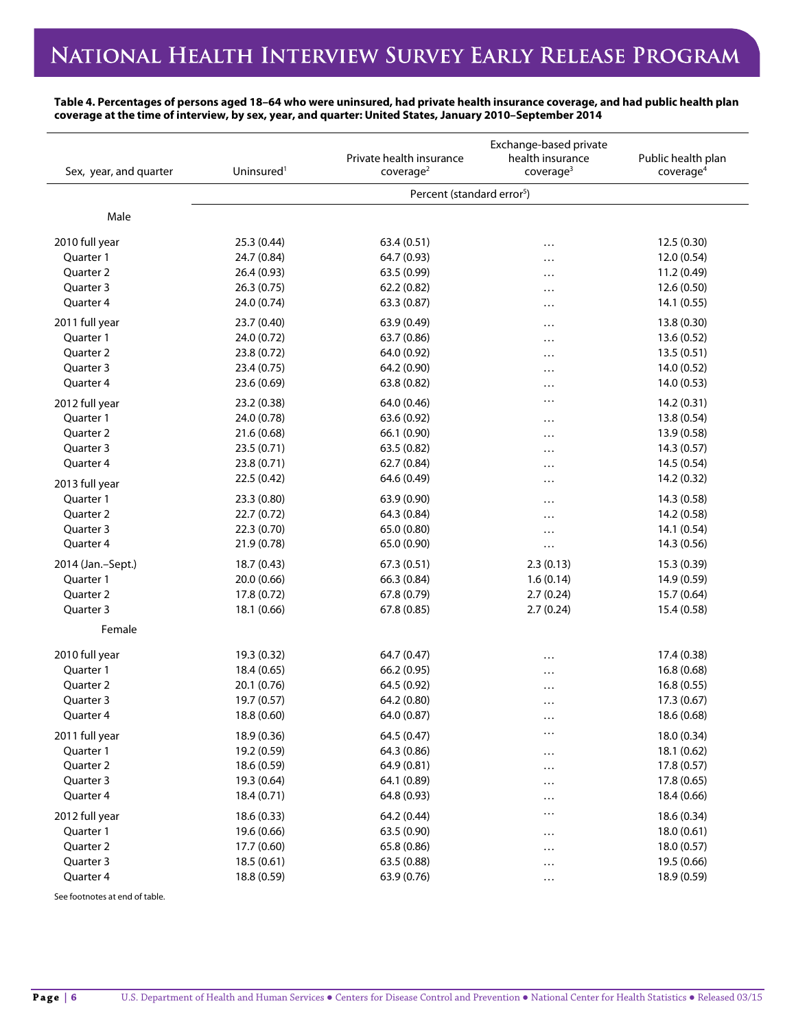**Table 4. Percentages of persons aged 18–64 who were uninsured, had private health insurance coverage, and had public health plan coverage at the time of interview, by sex, year, and quarter: United States, January 2010–September 2014**

| Sex, year, and quarter | Uninsured[1] | Private health insurance coverage[2] | Exchange-based private health insurance coverage[3] | Public health plan coverage[4] |
|---|---|---|---|---|
| | Percent (standard error[5]) | | | |
| Male | | | | |
| 2010 full year | 25.3 (0.44) | 63.4 (0.51) | … | 12.5 (0.30) |
| Quarter 1 | 24.7 (0.84) | 64.7 (0.93) | … | 12.0 (0.54) |
| Quarter 2 | 26.4 (0.93) | 63.5 (0.99) | … | 11.2 (0.49) |
| Quarter 3 | 26.3 (0.75) | 62.2 (0.82) | … | 12.6 (0.50) |
| Quarter 4 | 24.0 (0.74) | 63.3 (0.87) | … | 14.1 (0.55) |
| 2011 full year | 23.7 (0.40) | 63.9 (0.49) | … | 13.8 (0.30) |
| Quarter 1 | 24.0 (0.72) | 63.7 (0.86) | … | 13.6 (0.52) |
| Quarter 2 | 23.8 (0.72) | 64.0 (0.92) | … | 13.5 (0.51) |
| Quarter 3 | 23.4 (0.75) | 64.2 (0.90) | … | 14.0 (0.52) |
| Quarter 4 | 23.6 (0.69) | 63.8 (0.82) | … | 14.0 (0.53) |
| 2012 full year | 23.2 (0.38) | 64.0 (0.46) | … | 14.2 (0.31) |
| Quarter 1 | 24.0 (0.78) | 63.6 (0.92) | … | 13.8 (0.54) |
| Quarter 2 | 21.6 (0.68) | 66.1 (0.90) | … | 13.9 (0.58) |
| Quarter 3 | 23.5 (0.71) | 63.5 (0.82) | … | 14.3 (0.57) |
| Quarter 4 | 23.8 (0.71) | 62.7 (0.84) | … | 14.5 (0.54) |
| 2013 full year | 22.5 (0.42) | 64.6 (0.49) | … | 14.2 (0.32) |
| Quarter 1 | 23.3 (0.80) | 63.9 (0.90) | … | 14.3 (0.58) |
| Quarter 2 | 22.7 (0.72) | 64.3 (0.84) | … | 14.2 (0.58) |
| Quarter 3 | 22.3 (0.70) | 65.0 (0.80) | … | 14.1 (0.54) |
| Quarter 4 | 21.9 (0.78) | 65.0 (0.90) | … | 14.3 (0.56) |
| 2014 (Jan.–Sept.) | 18.7 (0.43) | 67.3 (0.51) | 2.3 (0.13) | 15.3 (0.39) |
| Quarter 1 | 20.0 (0.66) | 66.3 (0.84) | 1.6 (0.14) | 14.9 (0.59) |
| Quarter 2 | 17.8 (0.72) | 67.8 (0.79) | 2.7 (0.24) | 15.7 (0.64) |
| Quarter 3 | 18.1 (0.66) | 67.8 (0.85) | 2.7 (0.24) | 15.4 (0.58) |
| Female | | | | |
| 2010 full year | 19.3 (0.32) | 64.7 (0.47) | … | 17.4 (0.38) |
| Quarter 1 | 18.4 (0.65) | 66.2 (0.95) | … | 16.8 (0.68) |
| Quarter 2 | 20.1 (0.76) | 64.5 (0.92) | … | 16.8 (0.55) |
| Quarter 3 | 19.7 (0.57) | 64.2 (0.80) | … | 17.3 (0.67) |
| Quarter 4 | 18.8 (0.60) | 64.0 (0.87) | … | 18.6 (0.68) |
| 2011 full year | 18.9 (0.36) | 64.5 (0.47) | … | 18.0 (0.34) |
| Quarter 1 | 19.2 (0.59) | 64.3 (0.86) | … | 18.1 (0.62) |
| Quarter 2 | 18.6 (0.59) | 64.9 (0.81) | … | 17.8 (0.57) |
| Quarter 3 | 19.3 (0.64) | 64.1 (0.89) | … | 17.8 (0.65) |
| Quarter 4 | 18.4 (0.71) | 64.8 (0.93) | … | 18.4 (0.66) |
| 2012 full year | 18.6 (0.33) | 64.2 (0.44) | … | 18.6 (0.34) |
| Quarter 1 | 19.6 (0.66) | 63.5 (0.90) | … | 18.0 (0.61) |
| Quarter 2 | 17.7 (0.60) | 65.8 (0.86) | … | 18.0 (0.57) |
| Quarter 3 | 18.5 (0.61) | 63.5 (0.88) | … | 19.5 (0.66) |
| Quarter 4 | 18.8 (0.59) | 63.9 (0.76) | … | 18.9 (0.59) |

See footnotes at end of table.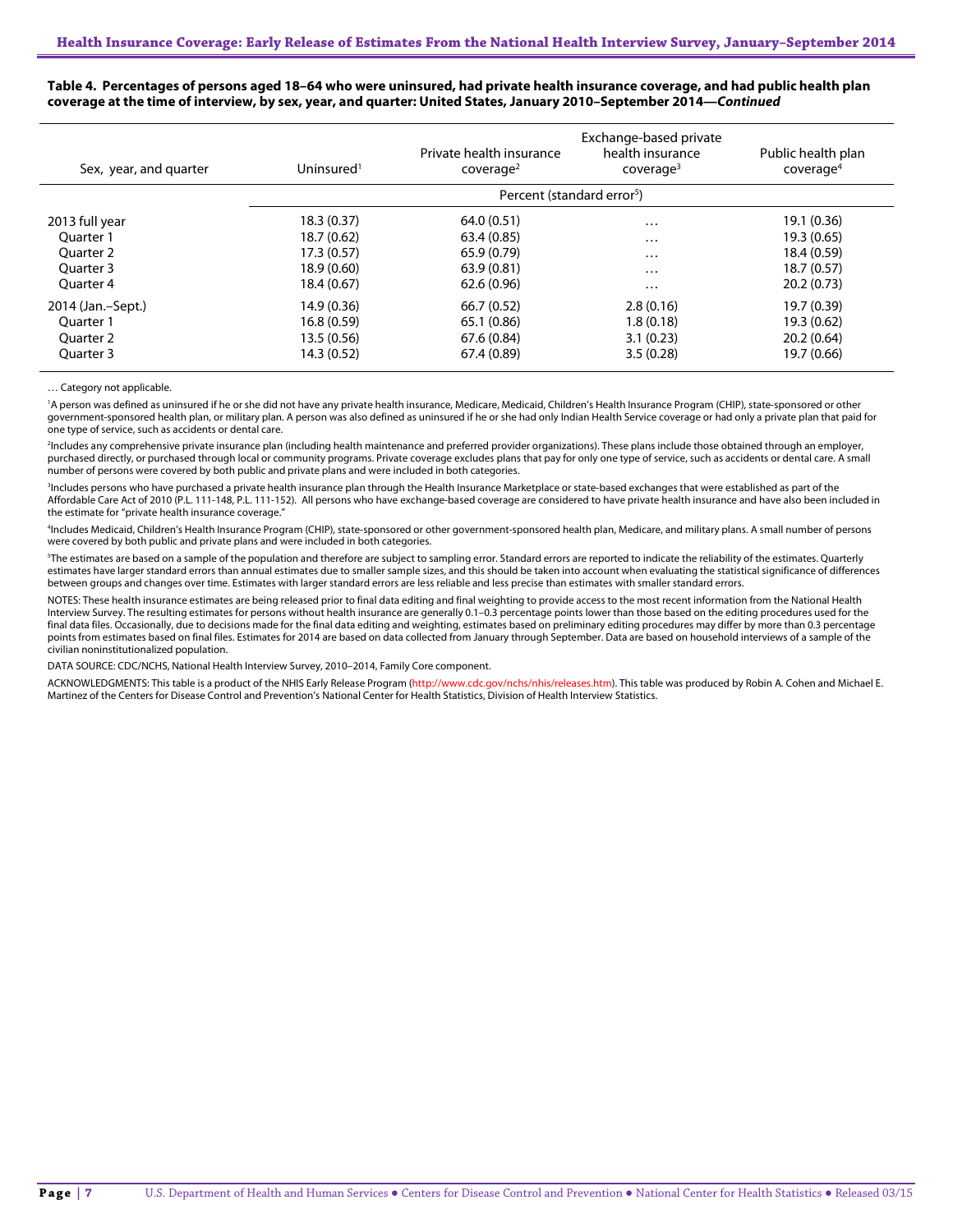**Table 4. Percentages of persons aged 18–64 who were uninsured, had private health insurance coverage, and had public health plan coverage at the time of interview, by sex, year, and quarter: United States, January 2010–September 2014—*Continued***

| Sex, year, and quarter | Uninsured[1] | Private health insurance coverage[2] | Exchange-based private health insurance coverage[3] | Public health plan coverage[4] |
|---|---|---|---|---|
| | Percent (standard error[5]) | | | |
| 2013 full year | 18.3 (0.37) | 64.0 (0.51) | … | 19.1 (0.36) |
| Quarter 1 | 18.7 (0.62) | 63.4 (0.85) | … | 19.3 (0.65) |
| Quarter 2 | 17.3 (0.57) | 65.9 (0.79) | … | 18.4 (0.59) |
| Quarter 3 | 18.9 (0.60) | 63.9 (0.81) | … | 18.7 (0.57) |
| Quarter 4 | 18.4 (0.67) | 62.6 (0.96) | … | 20.2 (0.73) |
| 2014 (Jan.–Sept.) | 14.9 (0.36) | 66.7 (0.52) | 2.8 (0.16) | 19.7 (0.39) |
| Quarter 1 | 16.8 (0.59) | 65.1 (0.86) | 1.8 (0.18) | 19.3 (0.62) |
| Quarter 2 | 13.5 (0.56) | 67.6 (0.84) | 3.1 (0.23) | 20.2 (0.64) |
| Quarter 3 | 14.3 (0.52) | 67.4 (0.89) | 3.5 (0.28) | 19.7 (0.66) |

… Category not applicable.

[1]A person was defined as uninsured if he or she did not have any private health insurance, Medicare, Medicaid, Children's Health Insurance Program (CHIP), state-sponsored or other government-sponsored health plan, or military plan. A person was also defined as uninsured if he or she had only Indian Health Service coverage or had only a private plan that paid for one type of service, such as accidents or dental care.

[2]Includes any comprehensive private insurance plan (including health maintenance and preferred provider organizations). These plans include those obtained through an employer, purchased directly, or purchased through local or community programs. Private coverage excludes plans that pay for only one type of service, such as accidents or dental care. A small number of persons were covered by both public and private plans and were included in both categories.

[3]Includes persons who have purchased a private health insurance plan through the Health Insurance Marketplace or state-based exchanges that were established as part of the Affordable Care Act of 2010 (P.L. 111-148, P.L. 111-152). All persons who have exchange-based coverage are considered to have private health insurance and have also been included in the estimate for "private health insurance coverage."

[4]Includes Medicaid, Children's Health Insurance Program (CHIP), state-sponsored or other government-sponsored health plan, Medicare, and military plans. A small number of persons were covered by both public and private plans and were included in both categories.

[5]The estimates are based on a sample of the population and therefore are subject to sampling error. Standard errors are reported to indicate the reliability of the estimates. Quarterly estimates have larger standard errors than annual estimates due to smaller sample sizes, and this should be taken into account when evaluating the statistical significance of differences between groups and changes over time. Estimates with larger standard errors are less reliable and less precise than estimates with smaller standard errors.

NOTES: These health insurance estimates are being released prior to final data editing and final weighting to provide access to the most recent information from the National Health Interview Survey. The resulting estimates for persons without health insurance are generally 0.1–0.3 percentage points lower than those based on the editing procedures used for the final data files. Occasionally, due to decisions made for the final data editing and weighting, estimates based on preliminary editing procedures may differ by more than 0.3 percentage points from estimates based on final files. Estimates for 2014 are based on data collected from January through September. Data are based on household interviews of a sample of the civilian noninstitutionalized population.

DATA SOURCE: CDC/NCHS, National Health Interview Survey, 2010–2014, Family Core component.

ACKNOWLEDGMENTS: This table is a product of the NHIS Early Release Program (http://www.cdc.gov/nchs/nhis/releases.htm). This table was produced by Robin A. Cohen and Michael E. Martinez of the Centers for Disease Control and Prevention's National Center for Health Statistics, Division of Health Interview Statistics.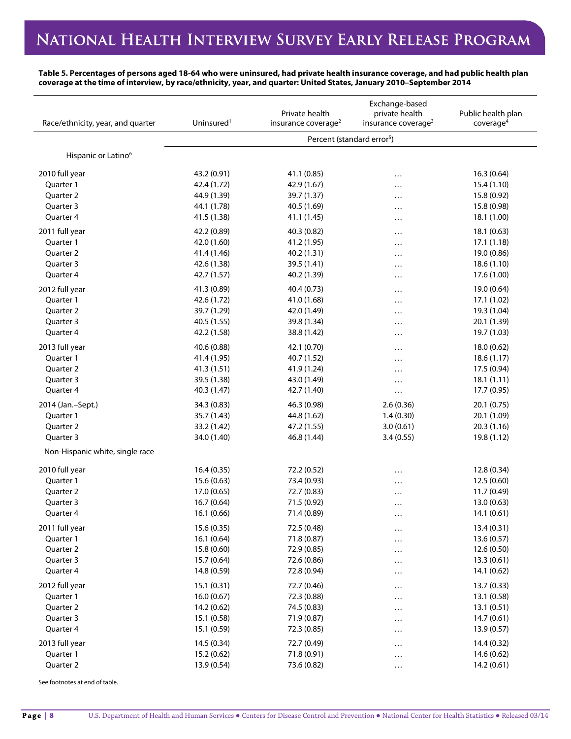**Table 5. Percentages of persons aged 18-64 who were uninsured, had private health insurance coverage, and had public health plan coverage at the time of interview, by race/ethnicity, year, and quarter: United States, January 2010–September 2014**

| Race/ethnicity, year, and quarter | Uninsured[1] | Private health insurance coverage[2] | Exchange-based private health insurance coverage[3] | Public health plan coverage[4] |
|---|---|---|---|---|
| | Percent (standard error[5]) | | | |
| Hispanic or Latino[6] | | | | |
| 2010 full year | 43.2 (0.91) | 41.1 (0.85) | … | 16.3 (0.64) |
| Quarter 1 | 42.4 (1.72) | 42.9 (1.67) | … | 15.4 (1.10) |
| Quarter 2 | 44.9 (1.39) | 39.7 (1.37) | … | 15.8 (0.92) |
| Quarter 3 | 44.1 (1.78) | 40.5 (1.69) | … | 15.8 (0.98) |
| Quarter 4 | 41.5 (1.38) | 41.1 (1.45) | … | 18.1 (1.00) |
| 2011 full year | 42.2 (0.89) | 40.3 (0.82) | … | 18.1 (0.63) |
| Quarter 1 | 42.0 (1.60) | 41.2 (1.95) | … | 17.1 (1.18) |
| Quarter 2 | 41.4 (1.46) | 40.2 (1.31) | … | 19.0 (0.86) |
| Quarter 3 | 42.6 (1.38) | 39.5 (1.41) | … | 18.6 (1.10) |
| Quarter 4 | 42.7 (1.57) | 40.2 (1.39) | … | 17.6 (1.00) |
| 2012 full year | 41.3 (0.89) | 40.4 (0.73) | … | 19.0 (0.64) |
| Quarter 1 | 42.6 (1.72) | 41.0 (1.68) | … | 17.1 (1.02) |
| Quarter 2 | 39.7 (1.29) | 42.0 (1.49) | … | 19.3 (1.04) |
| Quarter 3 | 40.5 (1.55) | 39.8 (1.34) | … | 20.1 (1.39) |
| Quarter 4 | 42.2 (1.58) | 38.8 (1.42) | … | 19.7 (1.03) |
| 2013 full year | 40.6 (0.88) | 42.1 (0.70) | … | 18.0 (0.62) |
| Quarter 1 | 41.4 (1.95) | 40.7 (1.52) | … | 18.6 (1.17) |
| Quarter 2 | 41.3 (1.51) | 41.9 (1.24) | … | 17.5 (0.94) |
| Quarter 3 | 39.5 (1.38) | 43.0 (1.49) | … | 18.1 (1.11) |
| Quarter 4 | 40.3 (1.47) | 42.7 (1.40) | … | 17.7 (0.95) |
| 2014 (Jan.–Sept.) | 34.3 (0.83) | 46.3 (0.98) | 2.6 (0.36) | 20.1 (0.75) |
| Quarter 1 | 35.7 (1.43) | 44.8 (1.62) | 1.4 (0.30) | 20.1 (1.09) |
| Quarter 2 | 33.2 (1.42) | 47.2 (1.55) | 3.0 (0.61) | 20.3 (1.16) |
| Quarter 3 | 34.0 (1.40) | 46.8 (1.44) | 3.4 (0.55) | 19.8 (1.12) |
| Non-Hispanic white, single race | | | | |
| 2010 full year | 16.4 (0.35) | 72.2 (0.52) | … | 12.8 (0.34) |
| Quarter 1 | 15.6 (0.63) | 73.4 (0.93) | … | 12.5 (0.60) |
| Quarter 2 | 17.0 (0.65) | 72.7 (0.83) | … | 11.7 (0.49) |
| Quarter 3 | 16.7 (0.64) | 71.5 (0.92) | … | 13.0 (0.63) |
| Quarter 4 | 16.1 (0.66) | 71.4 (0.89) | … | 14.1 (0.61) |
| 2011 full year | 15.6 (0.35) | 72.5 (0.48) | … | 13.4 (0.31) |
| Quarter 1 | 16.1 (0.64) | 71.8 (0.87) | … | 13.6 (0.57) |
| Quarter 2 | 15.8 (0.60) | 72.9 (0.85) | … | 12.6 (0.50) |
| Quarter 3 | 15.7 (0.64) | 72.6 (0.86) | … | 13.3 (0.61) |
| Quarter 4 | 14.8 (0.59) | 72.8 (0.94) | … | 14.1 (0.62) |
| 2012 full year | 15.1 (0.31) | 72.7 (0.46) | … | 13.7 (0.33) |
| Quarter 1 | 16.0 (0.67) | 72.3 (0.88) | … | 13.1 (0.58) |
| Quarter 2 | 14.2 (0.62) | 74.5 (0.83) | … | 13.1 (0.51) |
| Quarter 3 | 15.1 (0.58) | 71.9 (0.87) | … | 14.7 (0.61) |
| Quarter 4 | 15.1 (0.59) | 72.3 (0.85) | … | 13.9 (0.57) |
| 2013 full year | 14.5 (0.34) | 72.7 (0.49) | … | 14.4 (0.32) |
| Quarter 1 | 15.2 (0.62) | 71.8 (0.91) | … | 14.6 (0.62) |
| Quarter 2 | 13.9 (0.54) | 73.6 (0.82) | … | 14.2 (0.61) |

See footnotes at end of table.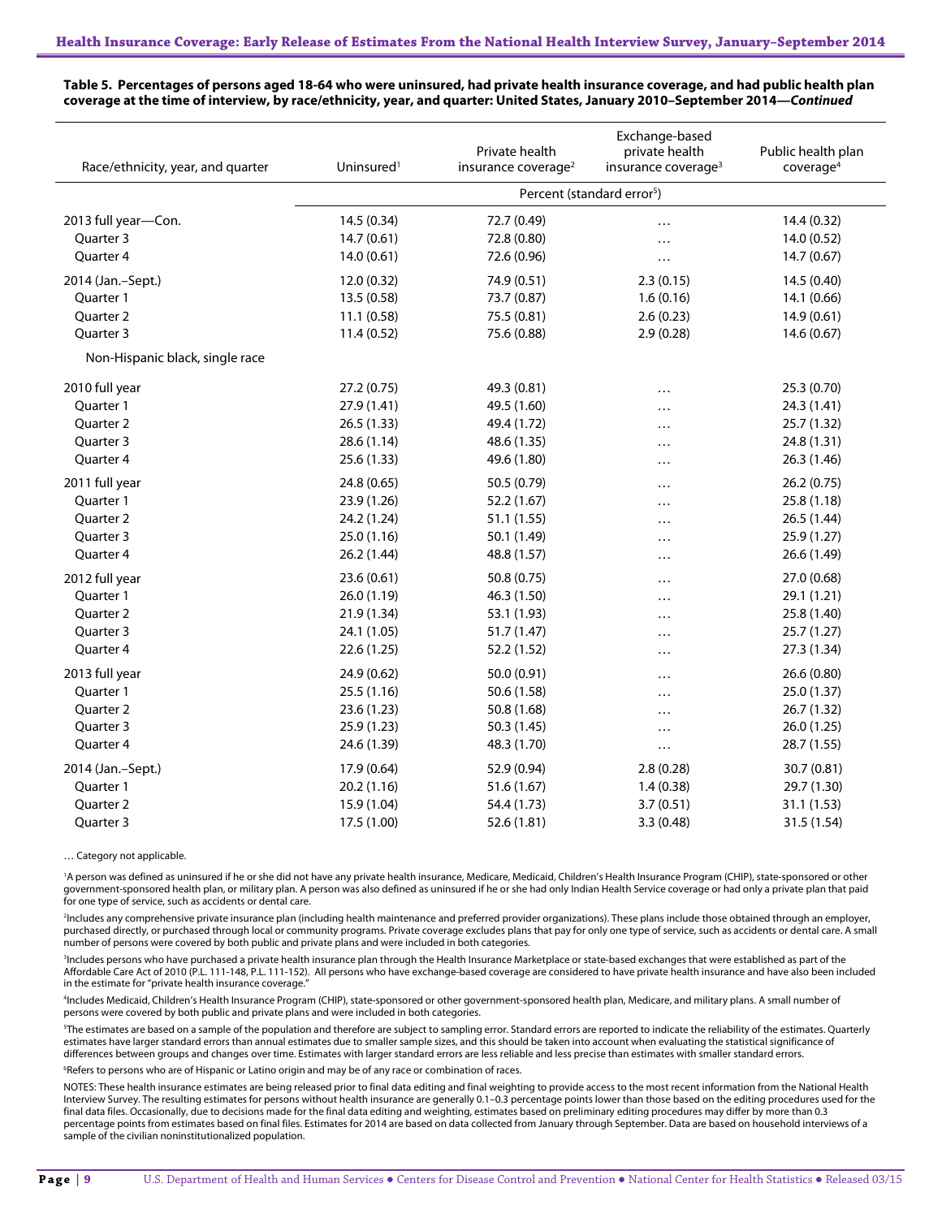**Table 5. Percentages of persons aged 18-64 who were uninsured, had private health insurance coverage, and had public health plan coverage at the time of interview, by race/ethnicity, year, and quarter: United States, January 2010–September 2014—*Continued***

| Race/ethnicity, year, and quarter | Uninsured[1] | Private health insurance coverage[2] | Exchange-based private health insurance coverage[3] | Public health plan coverage[4] |
|---|---|---|---|---|
| | Percent (standard error[5]) | | | |
| 2013 full year—Con. | 14.5 (0.34) | 72.7 (0.49) | … | 14.4 (0.32) |
| Quarter 3 | 14.7 (0.61) | 72.8 (0.80) | … | 14.0 (0.52) |
| Quarter 4 | 14.0 (0.61) | 72.6 (0.96) | … | 14.7 (0.67) |
| 2014 (Jan.–Sept.) | 12.0 (0.32) | 74.9 (0.51) | 2.3 (0.15) | 14.5 (0.40) |
| Quarter 1 | 13.5 (0.58) | 73.7 (0.87) | 1.6 (0.16) | 14.1 (0.66) |
| Quarter 2 | 11.1 (0.58) | 75.5 (0.81) | 2.6 (0.23) | 14.9 (0.61) |
| Quarter 3 | 11.4 (0.52) | 75.6 (0.88) | 2.9 (0.28) | 14.6 (0.67) |
| Non-Hispanic black, single race | | | | |
| 2010 full year | 27.2 (0.75) | 49.3 (0.81) | … | 25.3 (0.70) |
| Quarter 1 | 27.9 (1.41) | 49.5 (1.60) | … | 24.3 (1.41) |
| Quarter 2 | 26.5 (1.33) | 49.4 (1.72) | … | 25.7 (1.32) |
| Quarter 3 | 28.6 (1.14) | 48.6 (1.35) | … | 24.8 (1.31) |
| Quarter 4 | 25.6 (1.33) | 49.6 (1.80) | … | 26.3 (1.46) |
| 2011 full year | 24.8 (0.65) | 50.5 (0.79) | … | 26.2 (0.75) |
| Quarter 1 | 23.9 (1.26) | 52.2 (1.67) | … | 25.8 (1.18) |
| Quarter 2 | 24.2 (1.24) | 51.1 (1.55) | … | 26.5 (1.44) |
| Quarter 3 | 25.0 (1.16) | 50.1 (1.49) | … | 25.9 (1.27) |
| Quarter 4 | 26.2 (1.44) | 48.8 (1.57) | … | 26.6 (1.49) |
| 2012 full year | 23.6 (0.61) | 50.8 (0.75) | … | 27.0 (0.68) |
| Quarter 1 | 26.0 (1.19) | 46.3 (1.50) | … | 29.1 (1.21) |
| Quarter 2 | 21.9 (1.34) | 53.1 (1.93) | … | 25.8 (1.40) |
| Quarter 3 | 24.1 (1.05) | 51.7 (1.47) | … | 25.7 (1.27) |
| Quarter 4 | 22.6 (1.25) | 52.2 (1.52) | … | 27.3 (1.34) |
| 2013 full year | 24.9 (0.62) | 50.0 (0.91) | … | 26.6 (0.80) |
| Quarter 1 | 25.5 (1.16) | 50.6 (1.58) | … | 25.0 (1.37) |
| Quarter 2 | 23.6 (1.23) | 50.8 (1.68) | … | 26.7 (1.32) |
| Quarter 3 | 25.9 (1.23) | 50.3 (1.45) | … | 26.0 (1.25) |
| Quarter 4 | 24.6 (1.39) | 48.3 (1.70) | … | 28.7 (1.55) |
| 2014 (Jan.–Sept.) | 17.9 (0.64) | 52.9 (0.94) | 2.8 (0.28) | 30.7 (0.81) |
| Quarter 1 | 20.2 (1.16) | 51.6 (1.67) | 1.4 (0.38) | 29.7 (1.30) |
| Quarter 2 | 15.9 (1.04) | 54.4 (1.73) | 3.7 (0.51) | 31.1 (1.53) |
| Quarter 3 | 17.5 (1.00) | 52.6 (1.81) | 3.3 (0.48) | 31.5 (1.54) |

… Category not applicable.

[1]A person was defined as uninsured if he or she did not have any private health insurance, Medicare, Medicaid, Children's Health Insurance Program (CHIP), state-sponsored or other government-sponsored health plan, or military plan. A person was also defined as uninsured if he or she had only Indian Health Service coverage or had only a private plan that paid for one type of service, such as accidents or dental care.

[2]Includes any comprehensive private insurance plan (including health maintenance and preferred provider organizations). These plans include those obtained through an employer, purchased directly, or purchased through local or community programs. Private coverage excludes plans that pay for only one type of service, such as accidents or dental care. A small number of persons were covered by both public and private plans and were included in both categories.

[3]Includes persons who have purchased a private health insurance plan through the Health Insurance Marketplace or state-based exchanges that were established as part of the Affordable Care Act of 2010 (P.L. 111-148, P.L. 111-152). All persons who have exchange-based coverage are considered to have private health insurance and have also been included in the estimate for "private health insurance coverage."

[4]Includes Medicaid, Children's Health Insurance Program (CHIP), state-sponsored or other government-sponsored health plan, Medicare, and military plans. A small number of persons were covered by both public and private plans and were included in both categories.

[5]The estimates are based on a sample of the population and therefore are subject to sampling error. Standard errors are reported to indicate the reliability of the estimates. Quarterly estimates have larger standard errors than annual estimates due to smaller sample sizes, and this should be taken into account when evaluating the statistical significance of differences between groups and changes over time. Estimates with larger standard errors are less reliable and less precise than estimates with smaller standard errors.

[6]Refers to persons who are of Hispanic or Latino origin and may be of any race or combination of races.

NOTES: These health insurance estimates are being released prior to final data editing and final weighting to provide access to the most recent information from the National Health Interview Survey. The resulting estimates for persons without health insurance are generally 0.1–0.3 percentage points lower than those based on the editing procedures used for the final data files. Occasionally, due to decisions made for the final data editing and weighting, estimates based on preliminary editing procedures may differ by more than 0.3 percentage points from estimates based on final files. Estimates for 2014 are based on data collected from January through September. Data are based on household interviews of a sample of the civilian noninstitutionalized population.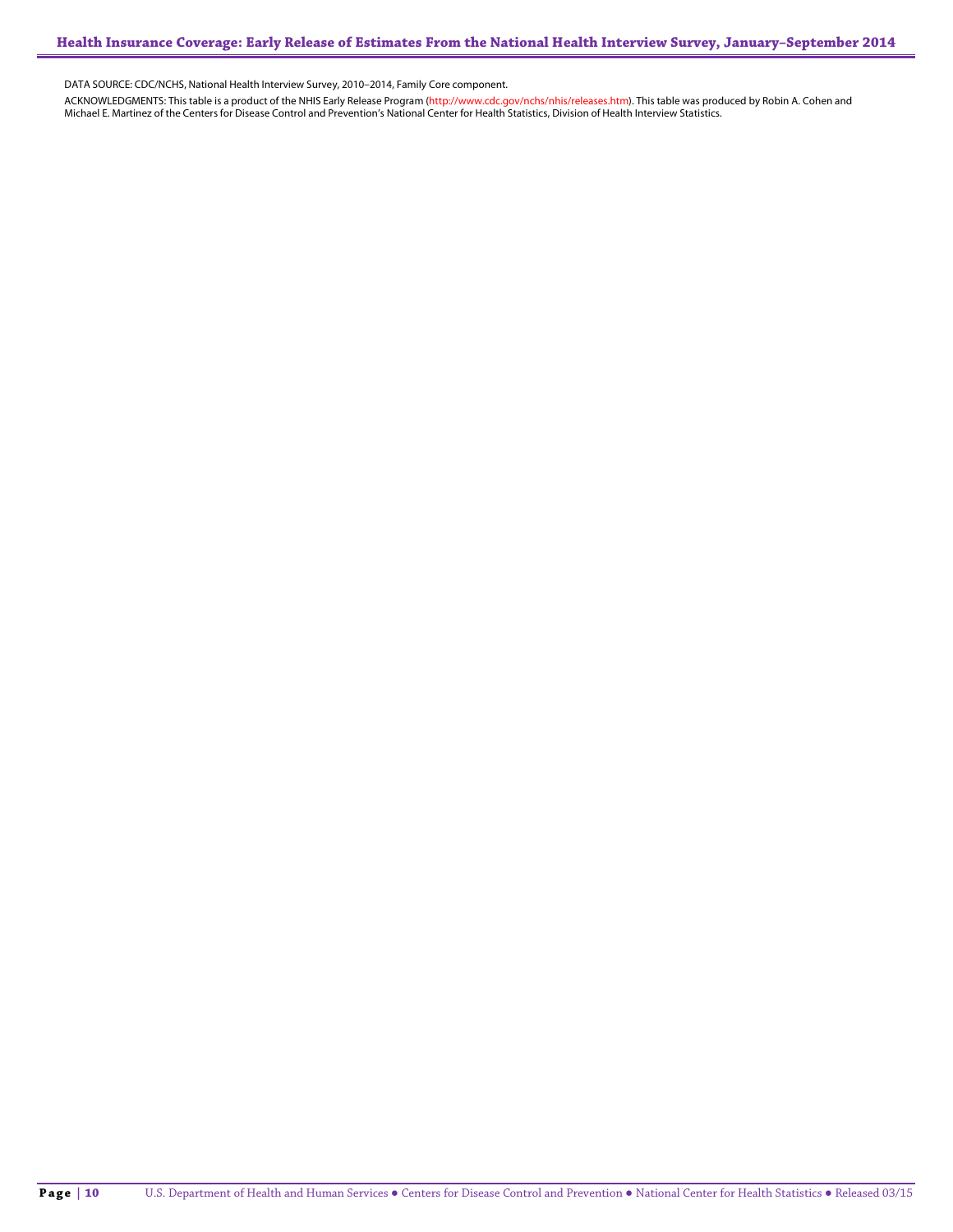DATA SOURCE: CDC/NCHS, National Health Interview Survey, 2010–2014, Family Core component.

ACKNOWLEDGMENTS: This table is a product of the NHIS Early Release Program (http://www.cdc.gov/nchs/nhis/releases.htm). This table was produced by Robin A. Cohen and Michael E. Martinez of the Centers for Disease Control and Prevention's National Center for Health Statistics, Division of Health Interview Statistics.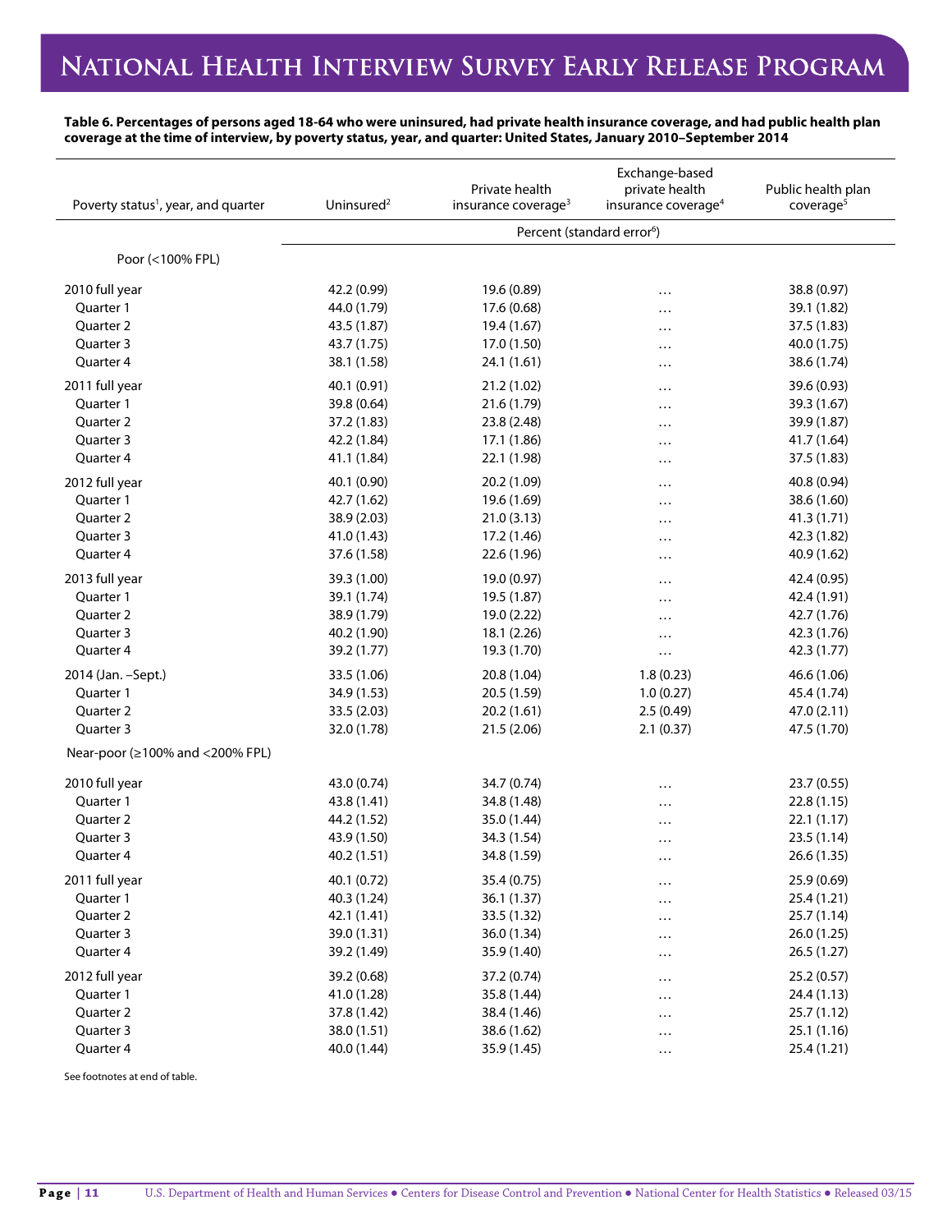**Table 6. Percentages of persons aged 18-64 who were uninsured, had private health insurance coverage, and had public health plan coverage at the time of interview, by poverty status, year, and quarter: United States, January 2010–September 2014**

| Poverty status[1], year, and quarter | Uninsured[2] | Private health insurance coverage[3] | Exchange-based private health insurance coverage[4] | Public health plan coverage[5] |
|---|---|---|---|---|
| | Percent (standard error[6]) | | | |
| Poor (<100% FPL) | | | | |
| 2010 full year | 42.2 (0.99) | 19.6 (0.89) | … | 38.8 (0.97) |
| Quarter 1 | 44.0 (1.79) | 17.6 (0.68) | … | 39.1 (1.82) |
| Quarter 2 | 43.5 (1.87) | 19.4 (1.67) | … | 37.5 (1.83) |
| Quarter 3 | 43.7 (1.75) | 17.0 (1.50) | … | 40.0 (1.75) |
| Quarter 4 | 38.1 (1.58) | 24.1 (1.61) | … | 38.6 (1.74) |
| 2011 full year | 40.1 (0.91) | 21.2 (1.02) | … | 39.6 (0.93) |
| Quarter 1 | 39.8 (0.64) | 21.6 (1.79) | … | 39.3 (1.67) |
| Quarter 2 | 37.2 (1.83) | 23.8 (2.48) | … | 39.9 (1.87) |
| Quarter 3 | 42.2 (1.84) | 17.1 (1.86) | … | 41.7 (1.64) |
| Quarter 4 | 41.1 (1.84) | 22.1 (1.98) | … | 37.5 (1.83) |
| 2012 full year | 40.1 (0.90) | 20.2 (1.09) | … | 40.8 (0.94) |
| Quarter 1 | 42.7 (1.62) | 19.6 (1.69) | … | 38.6 (1.60) |
| Quarter 2 | 38.9 (2.03) | 21.0 (3.13) | … | 41.3 (1.71) |
| Quarter 3 | 41.0 (1.43) | 17.2 (1.46) | … | 42.3 (1.82) |
| Quarter 4 | 37.6 (1.58) | 22.6 (1.96) | … | 40.9 (1.62) |
| 2013 full year | 39.3 (1.00) | 19.0 (0.97) | … | 42.4 (0.95) |
| Quarter 1 | 39.1 (1.74) | 19.5 (1.87) | … | 42.4 (1.91) |
| Quarter 2 | 38.9 (1.79) | 19.0 (2.22) | … | 42.7 (1.76) |
| Quarter 3 | 40.2 (1.90) | 18.1 (2.26) | … | 42.3 (1.76) |
| Quarter 4 | 39.2 (1.77) | 19.3 (1.70) | … | 42.3 (1.77) |
| 2014 (Jan. –Sept.) | 33.5 (1.06) | 20.8 (1.04) | 1.8 (0.23) | 46.6 (1.06) |
| Quarter 1 | 34.9 (1.53) | 20.5 (1.59) | 1.0 (0.27) | 45.4 (1.74) |
| Quarter 2 | 33.5 (2.03) | 20.2 (1.61) | 2.5 (0.49) | 47.0 (2.11) |
| Quarter 3 | 32.0 (1.78) | 21.5 (2.06) | 2.1 (0.37) | 47.5 (1.70) |
| Near-poor (≥100% and <200% FPL) | | | | |
| 2010 full year | 43.0 (0.74) | 34.7 (0.74) | … | 23.7 (0.55) |
| Quarter 1 | 43.8 (1.41) | 34.8 (1.48) | … | 22.8 (1.15) |
| Quarter 2 | 44.2 (1.52) | 35.0 (1.44) | … | 22.1 (1.17) |
| Quarter 3 | 43.9 (1.50) | 34.3 (1.54) | … | 23.5 (1.14) |
| Quarter 4 | 40.2 (1.51) | 34.8 (1.59) | … | 26.6 (1.35) |
| 2011 full year | 40.1 (0.72) | 35.4 (0.75) | … | 25.9 (0.69) |
| Quarter 1 | 40.3 (1.24) | 36.1 (1.37) | … | 25.4 (1.21) |
| Quarter 2 | 42.1 (1.41) | 33.5 (1.32) | … | 25.7 (1.14) |
| Quarter 3 | 39.0 (1.31) | 36.0 (1.34) | … | 26.0 (1.25) |
| Quarter 4 | 39.2 (1.49) | 35.9 (1.40) | … | 26.5 (1.27) |
| 2012 full year | 39.2 (0.68) | 37.2 (0.74) | … | 25.2 (0.57) |
| Quarter 1 | 41.0 (1.28) | 35.8 (1.44) | … | 24.4 (1.13) |
| Quarter 2 | 37.8 (1.42) | 38.4 (1.46) | … | 25.7 (1.12) |
| Quarter 3 | 38.0 (1.51) | 38.6 (1.62) | … | 25.1 (1.16) |
| Quarter 4 | 40.0 (1.44) | 35.9 (1.45) | … | 25.4 (1.21) |

See footnotes at end of table.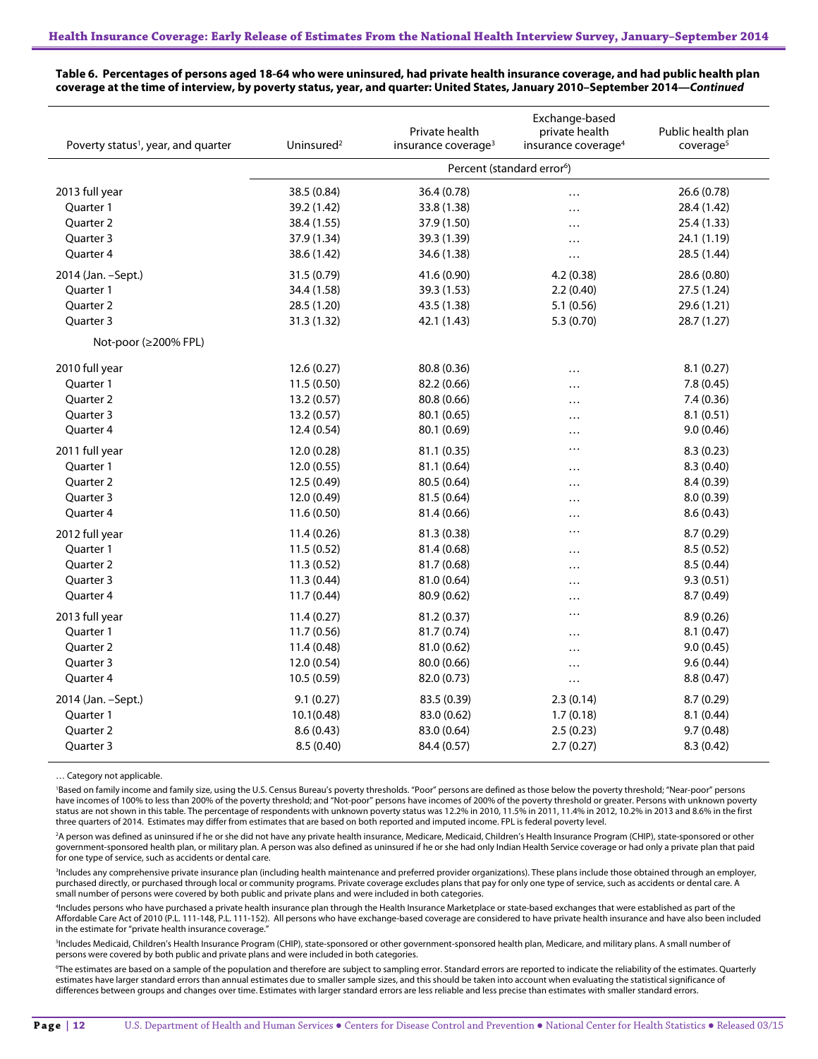**Table 6. Percentages of persons aged 18-64 who were uninsured, had private health insurance coverage, and had public health plan coverage at the time of interview, by poverty status, year, and quarter: United States, January 2010–September 2014—*Continued***

| Poverty status[1], year, and quarter | Uninsured[2] | Private health insurance coverage[3] | Exchange-based private health insurance coverage[4] | Public health plan coverage[5] |
|---|---|---|---|---|
| | Percent (standard error[6]) | | | |
| 2013 full year | 38.5 (0.84) | 36.4 (0.78) | … | 26.6 (0.78) |
| Quarter 1 | 39.2 (1.42) | 33.8 (1.38) | … | 28.4 (1.42) |
| Quarter 2 | 38.4 (1.55) | 37.9 (1.50) | … | 25.4 (1.33) |
| Quarter 3 | 37.9 (1.34) | 39.3 (1.39) | … | 24.1 (1.19) |
| Quarter 4 | 38.6 (1.42) | 34.6 (1.38) | … | 28.5 (1.44) |
| 2014 (Jan. –Sept.) | 31.5 (0.79) | 41.6 (0.90) | 4.2 (0.38) | 28.6 (0.80) |
| Quarter 1 | 34.4 (1.58) | 39.3 (1.53) | 2.2 (0.40) | 27.5 (1.24) |
| Quarter 2 | 28.5 (1.20) | 43.5 (1.38) | 5.1 (0.56) | 29.6 (1.21) |
| Quarter 3 | 31.3 (1.32) | 42.1 (1.43) | 5.3 (0.70) | 28.7 (1.27) |
| Not-poor (≥200% FPL) | | | | |
| 2010 full year | 12.6 (0.27) | 80.8 (0.36) | … | 8.1 (0.27) |
| Quarter 1 | 11.5 (0.50) | 82.2 (0.66) | … | 7.8 (0.45) |
| Quarter 2 | 13.2 (0.57) | 80.8 (0.66) | … | 7.4 (0.36) |
| Quarter 3 | 13.2 (0.57) | 80.1 (0.65) | … | 8.1 (0.51) |
| Quarter 4 | 12.4 (0.54) | 80.1 (0.69) | … | 9.0 (0.46) |
| 2011 full year | 12.0 (0.28) | 81.1 (0.35) | … | 8.3 (0.23) |
| Quarter 1 | 12.0 (0.55) | 81.1 (0.64) | … | 8.3 (0.40) |
| Quarter 2 | 12.5 (0.49) | 80.5 (0.64) | … | 8.4 (0.39) |
| Quarter 3 | 12.0 (0.49) | 81.5 (0.64) | … | 8.0 (0.39) |
| Quarter 4 | 11.6 (0.50) | 81.4 (0.66) | … | 8.6 (0.43) |
| 2012 full year | 11.4 (0.26) | 81.3 (0.38) | … | 8.7 (0.29) |
| Quarter 1 | 11.5 (0.52) | 81.4 (0.68) | … | 8.5 (0.52) |
| Quarter 2 | 11.3 (0.52) | 81.7 (0.68) | … | 8.5 (0.44) |
| Quarter 3 | 11.3 (0.44) | 81.0 (0.64) | … | 9.3 (0.51) |
| Quarter 4 | 11.7 (0.44) | 80.9 (0.62) | … | 8.7 (0.49) |
| 2013 full year | 11.4 (0.27) | 81.2 (0.37) | … | 8.9 (0.26) |
| Quarter 1 | 11.7 (0.56) | 81.7 (0.74) | … | 8.1 (0.47) |
| Quarter 2 | 11.4 (0.48) | 81.0 (0.62) | … | 9.0 (0.45) |
| Quarter 3 | 12.0 (0.54) | 80.0 (0.66) | … | 9.6 (0.44) |
| Quarter 4 | 10.5 (0.59) | 82.0 (0.73) | … | 8.8 (0.47) |
| 2014 (Jan. –Sept.) | 9.1 (0.27) | 83.5 (0.39) | 2.3 (0.14) | 8.7 (0.29) |
| Quarter 1 | 10.1(0.48) | 83.0 (0.62) | 1.7 (0.18) | 8.1 (0.44) |
| Quarter 2 | 8.6 (0.43) | 83.0 (0.64) | 2.5 (0.23) | 9.7 (0.48) |
| Quarter 3 | 8.5 (0.40) | 84.4 (0.57) | 2.7 (0.27) | 8.3 (0.42) |

… Category not applicable.

[1]Based on family income and family size, using the U.S. Census Bureau's poverty thresholds. "Poor" persons are defined as those below the poverty threshold; "Near-poor" persons have incomes of 100% to less than 200% of the poverty threshold; and "Not-poor" persons have incomes of 200% of the poverty threshold or greater. Persons with unknown poverty status are not shown in this table. The percentage of respondents with unknown poverty status was 12.2% in 2010, 11.5% in 2011, 11.4% in 2012, 10.2% in 2013 and 8.6% in the first three quarters of 2014. Estimates may differ from estimates that are based on both reported and imputed income. FPL is federal poverty level.

[2]A person was defined as uninsured if he or she did not have any private health insurance, Medicare, Medicaid, Children's Health Insurance Program (CHIP), state-sponsored or other government-sponsored health plan, or military plan. A person was also defined as uninsured if he or she had only Indian Health Service coverage or had only a private plan that paid for one type of service, such as accidents or dental care.

[3]Includes any comprehensive private insurance plan (including health maintenance and preferred provider organizations). These plans include those obtained through an employer, purchased directly, or purchased through local or community programs. Private coverage excludes plans that pay for only one type of service, such as accidents or dental care. A small number of persons were covered by both public and private plans and were included in both categories.

[4]Includes persons who have purchased a private health insurance plan through the Health Insurance Marketplace or state-based exchanges that were established as part of the Affordable Care Act of 2010 (P.L. 111-148, P.L. 111-152). All persons who have exchange-based coverage are considered to have private health insurance and have also been included in the estimate for "private health insurance coverage."

[5]Includes Medicaid, Children's Health Insurance Program (CHIP), state-sponsored or other government-sponsored health plan, Medicare, and military plans. A small number of persons were covered by both public and private plans and were included in both categories.

[6]The estimates are based on a sample of the population and therefore are subject to sampling error. Standard errors are reported to indicate the reliability of the estimates. Quarterly estimates have larger standard errors than annual estimates due to smaller sample sizes, and this should be taken into account when evaluating the statistical significance of differences between groups and changes over time. Estimates with larger standard errors are less reliable and less precise than estimates with smaller standard errors.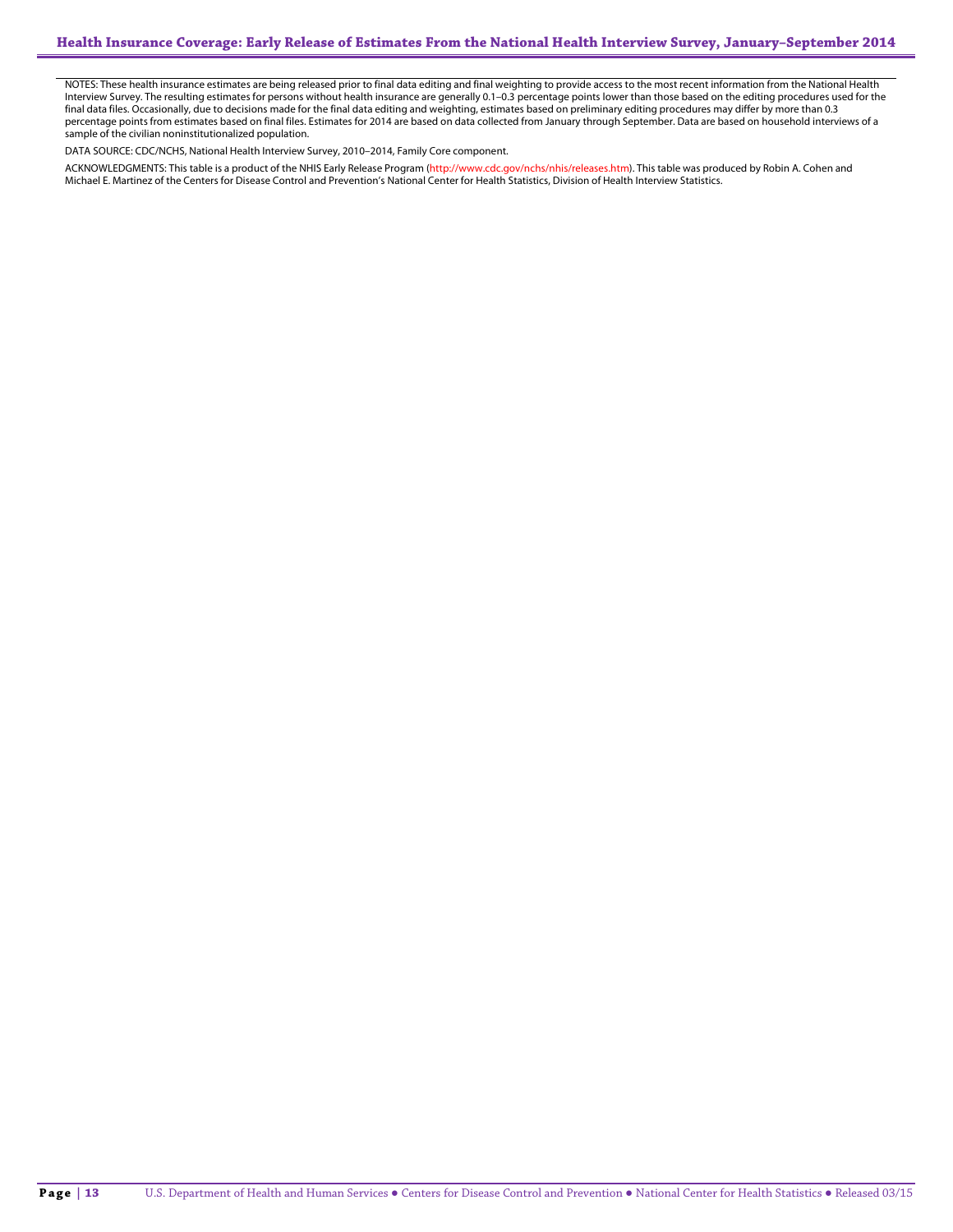NOTES: These health insurance estimates are being released prior to final data editing and final weighting to provide access to the most recent information from the National Health Interview Survey. The resulting estimates for persons without health insurance are generally 0.1–0.3 percentage points lower than those based on the editing procedures used for the final data files. Occasionally, due to decisions made for the final data editing and weighting, estimates based on preliminary editing procedures may differ by more than 0.3 percentage points from estimates based on final files. Estimates for 2014 are based on data collected from January through September. Data are based on household interviews of a sample of the civilian noninstitutionalized population.

DATA SOURCE: CDC/NCHS, National Health Interview Survey, 2010–2014, Family Core component.

ACKNOWLEDGMENTS: This table is a product of the NHIS Early Release Program (http://www.cdc.gov/nchs/nhis/releases.htm). This table was produced by Robin A. Cohen and Michael E. Martinez of the Centers for Disease Control and Prevention's National Center for Health Statistics, Division of Health Interview Statistics.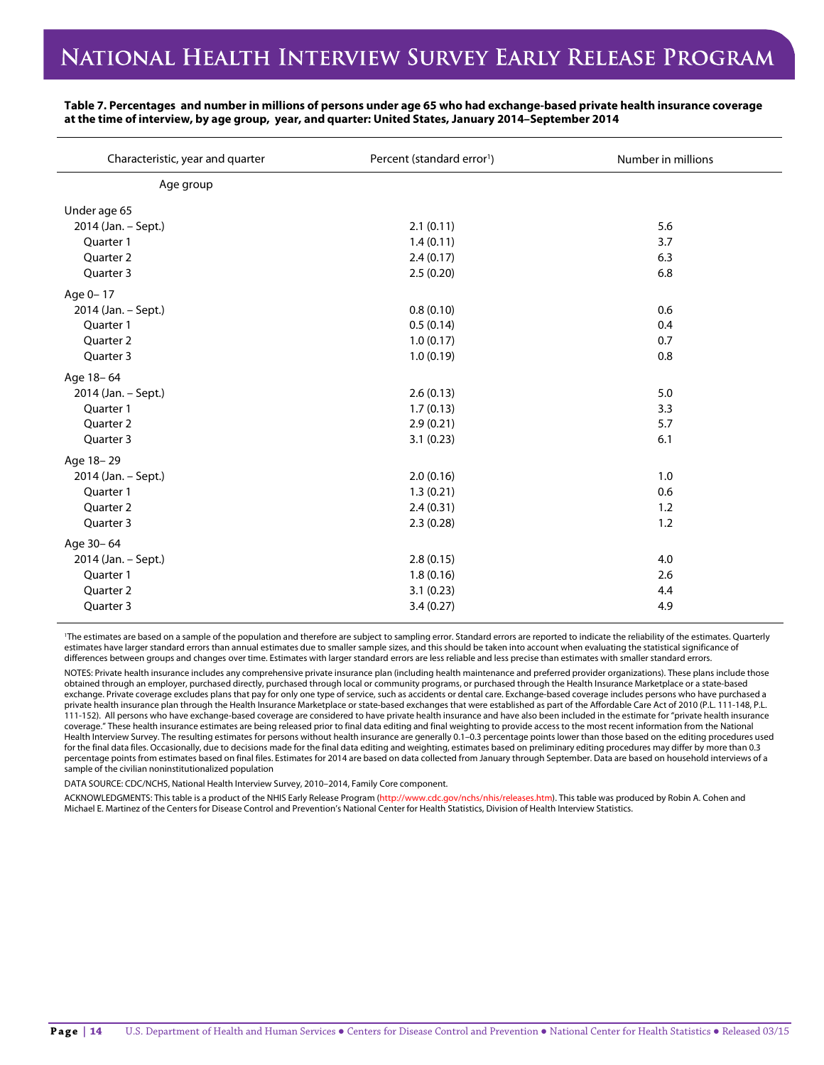**Table 7. Percentages and number in millions of persons under age 65 who had exchange-based private health insurance coverage at the time of interview, by age group, year, and quarter: United States, January 2014–September 2014**

| Characteristic, year and quarter | Percent (standard error[1]) | Number in millions |
|---|---|---|
| Age group | | |
| Under age 65 | | |
| 2014 (Jan. – Sept.) | 2.1 (0.11) | 5.6 |
| Quarter 1 | 1.4 (0.11) | 3.7 |
| Quarter 2 | 2.4 (0.17) | 6.3 |
| Quarter 3 | 2.5 (0.20) | 6.8 |
| Age 0– 17 | | |
| 2014 (Jan. – Sept.) | 0.8 (0.10) | 0.6 |
| Quarter 1 | 0.5 (0.14) | 0.4 |
| Quarter 2 | 1.0 (0.17) | 0.7 |
| Quarter 3 | 1.0 (0.19) | 0.8 |
| Age 18– 64 | | |
| 2014 (Jan. – Sept.) | 2.6 (0.13) | 5.0 |
| Quarter 1 | 1.7 (0.13) | 3.3 |
| Quarter 2 | 2.9 (0.21) | 5.7 |
| Quarter 3 | 3.1 (0.23) | 6.1 |
| Age 18– 29 | | |
| 2014 (Jan. – Sept.) | 2.0 (0.16) | 1.0 |
| Quarter 1 | 1.3 (0.21) | 0.6 |
| Quarter 2 | 2.4 (0.31) | 1.2 |
| Quarter 3 | 2.3 (0.28) | 1.2 |
| Age 30– 64 | | |
| 2014 (Jan. – Sept.) | 2.8 (0.15) | 4.0 |
| Quarter 1 | 1.8 (0.16) | 2.6 |
| Quarter 2 | 3.1 (0.23) | 4.4 |
| Quarter 3 | 3.4 (0.27) | 4.9 |

[1]The estimates are based on a sample of the population and therefore are subject to sampling error. Standard errors are reported to indicate the reliability of the estimates. Quarterly estimates have larger standard errors than annual estimates due to smaller sample sizes, and this should be taken into account when evaluating the statistical significance of differences between groups and changes over time. Estimates with larger standard errors are less reliable and less precise than estimates with smaller standard errors.

NOTES: Private health insurance includes any comprehensive private insurance plan (including health maintenance and preferred provider organizations). These plans include those obtained through an employer, purchased directly, purchased through local or community programs, or purchased through the Health Insurance Marketplace or a state-based exchange. Private coverage excludes plans that pay for only one type of service, such as accidents or dental care. Exchange-based coverage includes persons who have purchased a private health insurance plan through the Health Insurance Marketplace or state-based exchanges that were established as part of the Affordable Care Act of 2010 (P.L. 111-148, P.L. 111-152). All persons who have exchange-based coverage are considered to have private health insurance and have also been included in the estimate for "private health insurance coverage." These health insurance estimates are being released prior to final data editing and final weighting to provide access to the most recent information from the National Health Interview Survey. The resulting estimates for persons without health insurance are generally 0.1–0.3 percentage points lower than those based on the editing procedures used for the final data files. Occasionally, due to decisions made for the final data editing and weighting, estimates based on preliminary editing procedures may differ by more than 0.3 percentage points from estimates based on final files. Estimates for 2014 are based on data collected from January through September. Data are based on household interviews of a sample of the civilian noninstitutionalized population

DATA SOURCE: CDC/NCHS, National Health Interview Survey, 2010–2014, Family Core component.

ACKNOWLEDGMENTS: This table is a product of the NHIS Early Release Program (http://www.cdc.gov/nchs/nhis/releases.htm). This table was produced by Robin A. Cohen and Michael E. Martinez of the Centers for Disease Control and Prevention's National Center for Health Statistics, Division of Health Interview Statistics.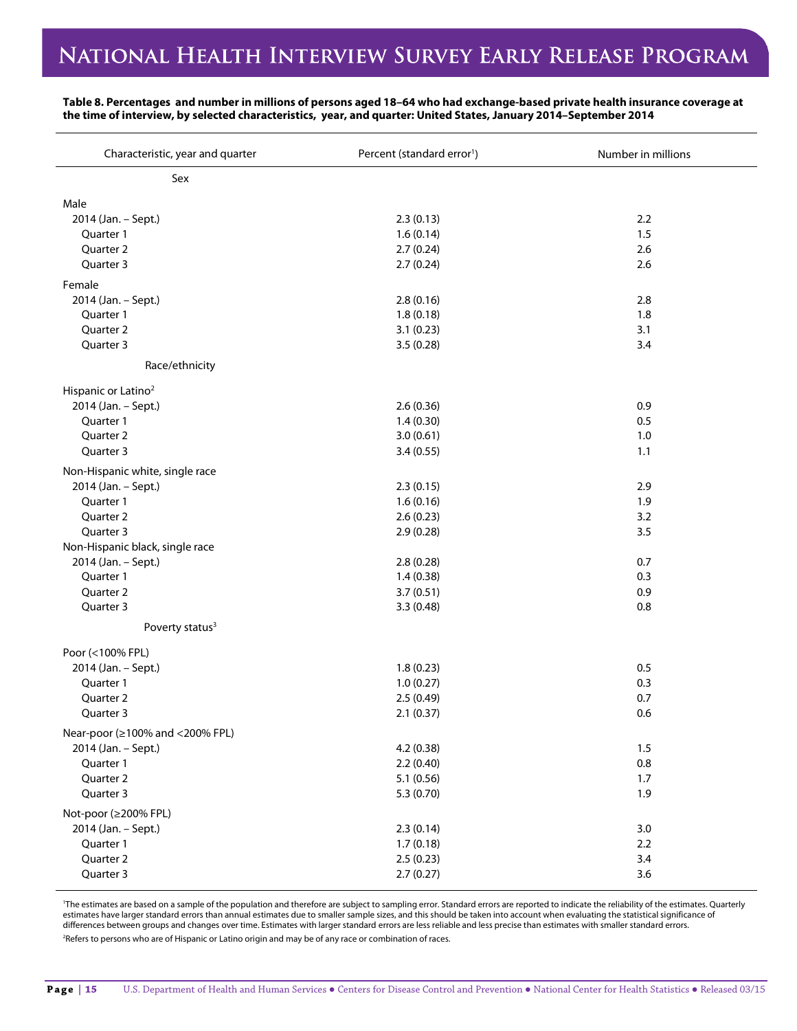**Table 8. Percentages and number in millions of persons aged 18–64 who had exchange-based private health insurance coverage at the time of interview, by selected characteristics, year, and quarter: United States, January 2014–September 2014**

| Characteristic, year and quarter | Percent (standard error[1]) | Number in millions |
|---|---|---|
| **Sex** | | |
| Male | | |
| 2014 (Jan. – Sept.) | 2.3 (0.13) | 2.2 |
| Quarter 1 | 1.6 (0.14) | 1.5 |
| Quarter 2 | 2.7 (0.24) | 2.6 |
| Quarter 3 | 2.7 (0.24) | 2.6 |
| Female | | |
| 2014 (Jan. – Sept.) | 2.8 (0.16) | 2.8 |
| Quarter 1 | 1.8 (0.18) | 1.8 |
| Quarter 2 | 3.1 (0.23) | 3.1 |
| Quarter 3 | 3.5 (0.28) | 3.4 |
| **Race/ethnicity** | | |
| Hispanic or Latino[2] | | |
| 2014 (Jan. – Sept.) | 2.6 (0.36) | 0.9 |
| Quarter 1 | 1.4 (0.30) | 0.5 |
| Quarter 2 | 3.0 (0.61) | 1.0 |
| Quarter 3 | 3.4 (0.55) | 1.1 |
| Non-Hispanic white, single race | | |
| 2014 (Jan. – Sept.) | 2.3 (0.15) | 2.9 |
| Quarter 1 | 1.6 (0.16) | 1.9 |
| Quarter 2 | 2.6 (0.23) | 3.2 |
| Quarter 3 | 2.9 (0.28) | 3.5 |
| Non-Hispanic black, single race | | |
| 2014 (Jan. – Sept.) | 2.8 (0.28) | 0.7 |
| Quarter 1 | 1.4 (0.38) | 0.3 |
| Quarter 2 | 3.7 (0.51) | 0.9 |
| Quarter 3 | 3.3 (0.48) | 0.8 |
| **Poverty status[3]** | | |
| Poor (<100% FPL) | | |
| 2014 (Jan. – Sept.) | 1.8 (0.23) | 0.5 |
| Quarter 1 | 1.0 (0.27) | 0.3 |
| Quarter 2 | 2.5 (0.49) | 0.7 |
| Quarter 3 | 2.1 (0.37) | 0.6 |
| Near-poor (≥100% and <200% FPL) | | |
| 2014 (Jan. – Sept.) | 4.2 (0.38) | 1.5 |
| Quarter 1 | 2.2 (0.40) | 0.8 |
| Quarter 2 | 5.1 (0.56) | 1.7 |
| Quarter 3 | 5.3 (0.70) | 1.9 |
| Not-poor (≥200% FPL) | | |
| 2014 (Jan. – Sept.) | 2.3 (0.14) | 3.0 |
| Quarter 1 | 1.7 (0.18) | 2.2 |
| Quarter 2 | 2.5 (0.23) | 3.4 |
| Quarter 3 | 2.7 (0.27) | 3.6 |

[1]The estimates are based on a sample of the population and therefore are subject to sampling error. Standard errors are reported to indicate the reliability of the estimates. Quarterly estimates have larger standard errors than annual estimates due to smaller sample sizes, and this should be taken into account when evaluating the statistical significance of differences between groups and changes over time. Estimates with larger standard errors are less reliable and less precise than estimates with smaller standard errors.

[2]Refers to persons who are of Hispanic or Latino origin and may be of any race or combination of races.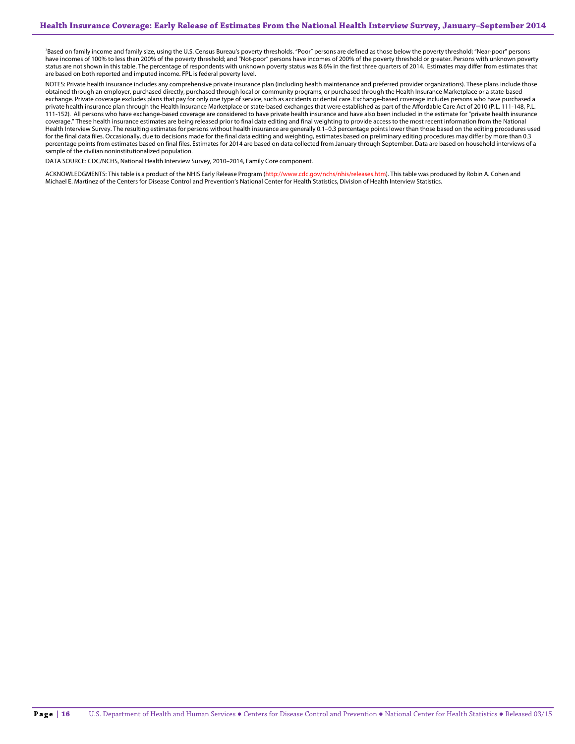[3]Based on family income and family size, using the U.S. Census Bureau's poverty thresholds. "Poor" persons are defined as those below the poverty threshold; "Near-poor" persons have incomes of 100% to less than 200% of the poverty threshold; and "Not-poor" persons have incomes of 200% of the poverty threshold or greater. Persons with unknown poverty status are not shown in this table. The percentage of respondents with unknown poverty status was 8.6% in the first three quarters of 2014. Estimates may differ from estimates that are based on both reported and imputed income. FPL is federal poverty level.

NOTES: Private health insurance includes any comprehensive private insurance plan (including health maintenance and preferred provider organizations). These plans include those obtained through an employer, purchased directly, purchased through local or community programs, or purchased through the Health Insurance Marketplace or a state-based exchange. Private coverage excludes plans that pay for only one type of service, such as accidents or dental care. Exchange-based coverage includes persons who have purchased a private health insurance plan through the Health Insurance Marketplace or state-based exchanges that were established as part of the Affordable Care Act of 2010 (P.L. 111-148, P.L. 111-152). All persons who have exchange-based coverage are considered to have private health insurance and have also been included in the estimate for "private health insurance coverage." These health insurance estimates are being released prior to final data editing and final weighting to provide access to the most recent information from the National Health Interview Survey. The resulting estimates for persons without health insurance are generally 0.1–0.3 percentage points lower than those based on the editing procedures used for the final data files. Occasionally, due to decisions made for the final data editing and weighting, estimates based on preliminary editing procedures may differ by more than 0.3 percentage points from estimates based on final files. Estimates for 2014 are based on data collected from January through September. Data are based on household interviews of a sample of the civilian noninstitutionalized population.

DATA SOURCE: CDC/NCHS, National Health Interview Survey, 2010–2014, Family Core component.

ACKNOWLEDGMENTS: This table is a product of the NHIS Early Release Program (http://www.cdc.gov/nchs/nhis/releases.htm). This table was produced by Robin A. Cohen and Michael E. Martinez of the Centers for Disease Control and Prevention's National Center for Health Statistics, Division of Health Interview Statistics.